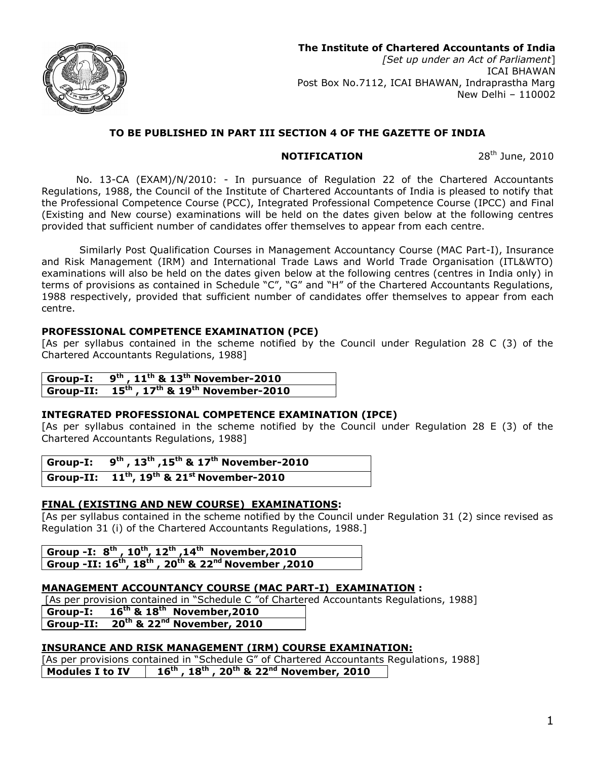**The Institute of Chartered Accountants of India**
*[Set up under an Act of Parliament]*
ICAI BHAWAN
Post Box No.7112, ICAI BHAWAN, Indraprastha Marg
New Delhi – 110002

**TO BE PUBLISHED IN PART III SECTION 4 OF THE GAZETTE OF INDIA**

**NOTIFICATION** 28th June, 2010

No. 13-CA (EXAM)/N/2010: - In pursuance of Regulation 22 of the Chartered Accountants Regulations, 1988, the Council of the Institute of Chartered Accountants of India is pleased to notify that the Professional Competence Course (PCC), Integrated Professional Competence Course (IPCC) and Final (Existing and New course) examinations will be held on the dates given below at the following centres provided that sufficient number of candidates offer themselves to appear from each centre.

Similarly Post Qualification Courses in Management Accountancy Course (MAC Part-I), Insurance and Risk Management (IRM) and International Trade Laws and World Trade Organisation (ITL&WTO) examinations will also be held on the dates given below at the following centres (centres in India only) in terms of provisions as contained in Schedule "C", "G" and "H" of the Chartered Accountants Regulations, 1988 respectively, provided that sufficient number of candidates offer themselves to appear from each centre.

**PROFESSIONAL COMPETENCE EXAMINATION (PCE)**
[As per syllabus contained in the scheme notified by the Council under Regulation 28 C (3) of the Chartered Accountants Regulations, 1988]

| **Group-I:** | **9th , 11th & 13th November-2010** |
|---|---|
| **Group-II:** | **15th , 17th & 19th November-2010** |

**INTEGRATED PROFESSIONAL COMPETENCE EXAMINATION (IPCE)**
[As per syllabus contained in the scheme notified by the Council under Regulation 28 E (3) of the Chartered Accountants Regulations, 1988]

| **Group-I:** | **9th , 13th ,15th & 17th November-2010** |
|---|---|
| **Group-II:** | **11th, 19th & 21st November-2010** |

**FINAL (EXISTING AND NEW COURSE) EXAMINATIONS:**
[As per syllabus contained in the scheme notified by the Council under Regulation 31 (2) since revised as Regulation 31 (i) of the Chartered Accountants Regulations, 1988.]

| **Group -I:** | **8th , 10th, 12th ,14th November,2010** |
|---|---|
| **Group -II:** | **16th, 18th , 20th & 22nd November ,2010** |

**MANAGEMENT ACCOUNTANCY COURSE (MAC PART-I) EXAMINATION :**
[As per provision contained in "Schedule C "of Chartered Accountants Regulations, 1988]

| **Group-I:** | **16th & 18th November,2010** |
|---|---|
| **Group-II:** | **20th & 22nd November, 2010** |

**INSURANCE AND RISK MANAGEMENT (IRM) COURSE EXAMINATION:**
[As per provisions contained in "Schedule G" of Chartered Accountants Regulations, 1988]

| **Modules I to IV** | **16th , 18th , 20th & 22nd November, 2010** |
|---|---|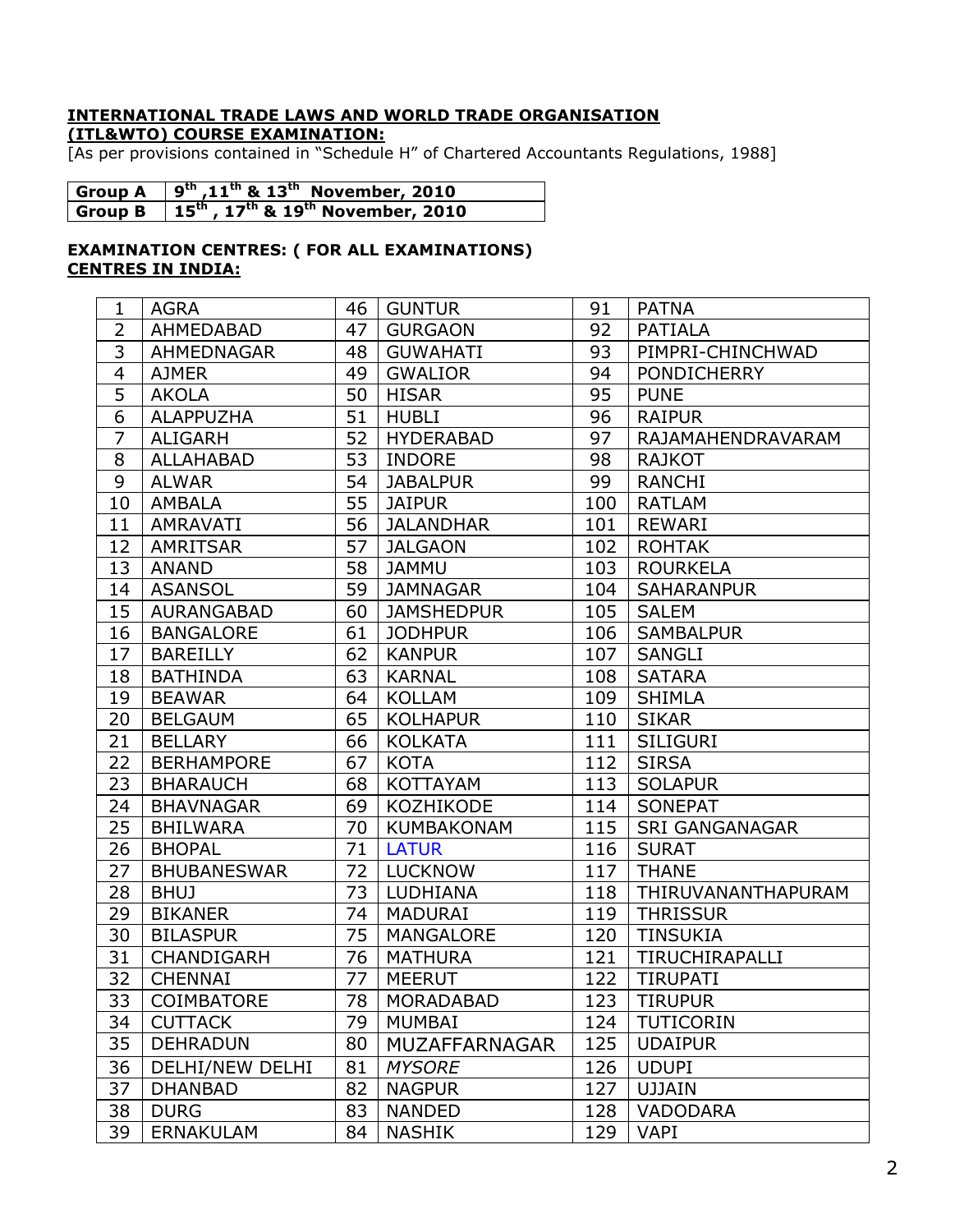**INTERNATIONAL TRADE LAWS AND WORLD TRADE ORGANISATION (ITL&WTO) COURSE EXAMINATION:**

[As per provisions contained in "Schedule H" of Chartered Accountants Regulations, 1988]

| Group A | 9th ,11th & 13th November, 2010 |
|---|---|
| Group B | 15th , 17th & 19th November, 2010 |

**EXAMINATION CENTRES: ( FOR ALL EXAMINATIONS)**

**CENTRES IN INDIA:**

| | | | | | |
|---|---|---|---|---|---|
| 1 | AGRA | 46 | GUNTUR | 91 | PATNA |
| 2 | AHMEDABAD | 47 | GURGAON | 92 | PATIALA |
| 3 | AHMEDNAGAR | 48 | GUWAHATI | 93 | PIMPRI-CHINCHWAD |
| 4 | AJMER | 49 | GWALIOR | 94 | PONDICHERRY |
| 5 | AKOLA | 50 | HISAR | 95 | PUNE |
| 6 | ALAPPUZHA | 51 | HUBLI | 96 | RAIPUR |
| 7 | ALIGARH | 52 | HYDERABAD | 97 | RAJAMAHENDRAVARAM |
| 8 | ALLAHABAD | 53 | INDORE | 98 | RAJKOT |
| 9 | ALWAR | 54 | JABALPUR | 99 | RANCHI |
| 10 | AMBALA | 55 | JAIPUR | 100 | RATLAM |
| 11 | AMRAVATI | 56 | JALANDHAR | 101 | REWARI |
| 12 | AMRITSAR | 57 | JALGAON | 102 | ROHTAK |
| 13 | ANAND | 58 | JAMMU | 103 | ROURKELA |
| 14 | ASANSOL | 59 | JAMNAGAR | 104 | SAHARANPUR |
| 15 | AURANGABAD | 60 | JAMSHEDPUR | 105 | SALEM |
| 16 | BANGALORE | 61 | JODHPUR | 106 | SAMBALPUR |
| 17 | BAREILLY | 62 | KANPUR | 107 | SANGLI |
| 18 | BATHINDA | 63 | KARNAL | 108 | SATARA |
| 19 | BEAWAR | 64 | KOLLAM | 109 | SHIMLA |
| 20 | BELGAUM | 65 | KOLHAPUR | 110 | SIKAR |
| 21 | BELLARY | 66 | KOLKATA | 111 | SILIGURI |
| 22 | BERHAMPORE | 67 | KOTA | 112 | SIRSA |
| 23 | BHARAUCH | 68 | KOTTAYAM | 113 | SOLAPUR |
| 24 | BHAVNAGAR | 69 | KOZHIKODE | 114 | SONEPAT |
| 25 | BHILWARA | 70 | KUMBAKONAM | 115 | SRI GANGANAGAR |
| 26 | BHOPAL | 71 | LATUR | 116 | SURAT |
| 27 | BHUBANESWAR | 72 | LUCKNOW | 117 | THANE |
| 28 | BHUJ | 73 | LUDHIANA | 118 | THIRUVANANTHAPURAM |
| 29 | BIKANER | 74 | MADURAI | 119 | THRISSUR |
| 30 | BILASPUR | 75 | MANGALORE | 120 | TINSUKIA |
| 31 | CHANDIGARH | 76 | MATHURA | 121 | TIRUCHIRAPALLI |
| 32 | CHENNAI | 77 | MEERUT | 122 | TIRUPATI |
| 33 | COIMBATORE | 78 | MORADABAD | 123 | TIRUPUR |
| 34 | CUTTACK | 79 | MUMBAI | 124 | TUTICORIN |
| 35 | DEHRADUN | 80 | MUZAFFARNAGAR | 125 | UDAIPUR |
| 36 | DELHI/NEW DELHI | 81 | *MYSORE* | 126 | UDUPI |
| 37 | DHANBAD | 82 | NAGPUR | 127 | UJJAIN |
| 38 | DURG | 83 | NANDED | 128 | VADODARA |
| 39 | ERNAKULAM | 84 | NASHIK | 129 | VAPI |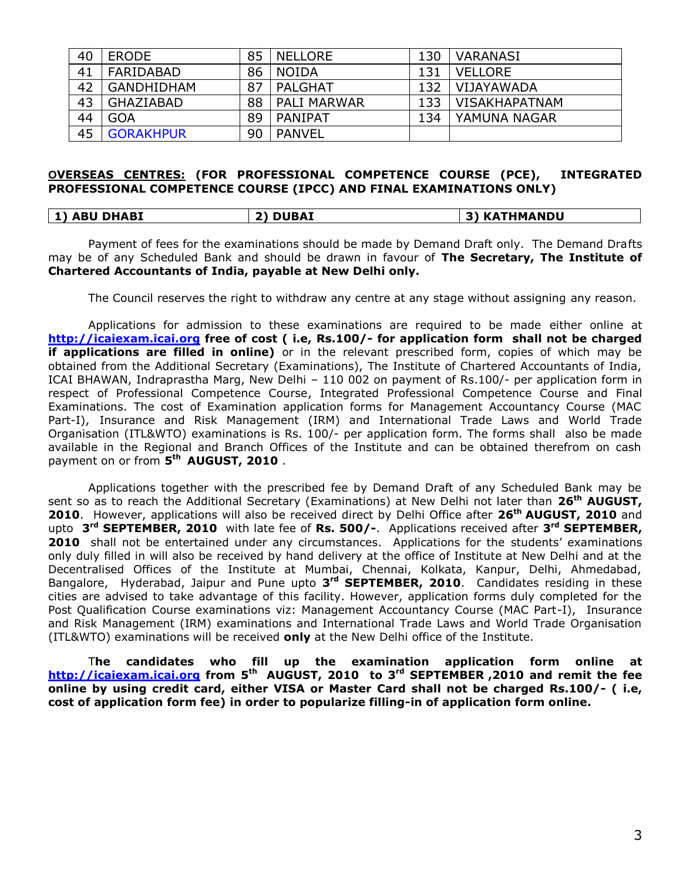| | | | | | |
|---|---|---|---|---|---|
| 40 | ERODE | 85 | NELLORE | 130 | VARANASI |
| 41 | FARIDABAD | 86 | NOIDA | 131 | VELLORE |
| 42 | GANDHIDHAM | 87 | PALGHAT | 132 | VIJAYAWADA |
| 43 | GHAZIABAD | 88 | PALI MARWAR | 133 | VISAKHAPATNAM |
| 44 | GOA | 89 | PANIPAT | 134 | YAMUNA NAGAR |
| 45 | GORAKHPUR | 90 | PANVEL | | |

**OVERSEAS CENTRES: (FOR PROFESSIONAL COMPETENCE COURSE (PCE), INTEGRATED PROFESSIONAL COMPETENCE COURSE (IPCC) AND FINAL EXAMINATIONS ONLY)**

| 1) ABU DHABI | 2) DUBAI | 3) KATHMANDU |
|---|---|---|

Payment of fees for the examinations should be made by Demand Draft only. The Demand Drafts may be of any Scheduled Bank and should be drawn in favour of **The Secretary, The Institute of Chartered Accountants of India, payable at New Delhi only.**

The Council reserves the right to withdraw any centre at any stage without assigning any reason.

Applications for admission to these examinations are required to be made either online at http://icaiexam.icai.org **free of cost ( i.e, Rs.100/- for application form shall not be charged if applications are filled in online)** or in the relevant prescribed form, copies of which may be obtained from the Additional Secretary (Examinations), The Institute of Chartered Accountants of India, ICAI BHAWAN, Indraprastha Marg, New Delhi – 110 002 on payment of Rs.100/- per application form in respect of Professional Competence Course, Integrated Professional Competence Course and Final Examinations. The cost of Examination application forms for Management Accountancy Course (MAC Part-I), Insurance and Risk Management (IRM) and International Trade Laws and World Trade Organisation (ITL&WTO) examinations is Rs. 100/- per application form. The forms shall also be made available in the Regional and Branch Offices of the Institute and can be obtained therefrom on cash payment on or from **5th AUGUST, 2010** .

Applications together with the prescribed fee by Demand Draft of any Scheduled Bank may be sent so as to reach the Additional Secretary (Examinations) at New Delhi not later than **26th AUGUST, 2010**. However, applications will also be received direct by Delhi Office after **26th AUGUST, 2010** and upto **3rd SEPTEMBER, 2010** with late fee of **Rs. 500/-**. Applications received after **3rd SEPTEMBER, 2010** shall not be entertained under any circumstances. Applications for the students' examinations only duly filled in will also be received by hand delivery at the office of Institute at New Delhi and at the Decentralised Offices of the Institute at Mumbai, Chennai, Kolkata, Kanpur, Delhi, Ahmedabad, Bangalore, Hyderabad, Jaipur and Pune upto **3rd SEPTEMBER, 2010**. Candidates residing in these cities are advised to take advantage of this facility. However, application forms duly completed for the Post Qualification Course examinations viz: Management Accountancy Course (MAC Part-I), Insurance and Risk Management (IRM) examinations and International Trade Laws and World Trade Organisation (ITL&WTO) examinations will be received **only** at the New Delhi office of the Institute.

**The candidates who fill up the examination application form online at http://icaiexam.icai.org from 5th AUGUST, 2010 to 3rd SEPTEMBER ,2010 and remit the fee online by using credit card, either VISA or Master Card shall not be charged Rs.100/- ( i.e, cost of application form fee) in order to popularize filling-in of application form online.**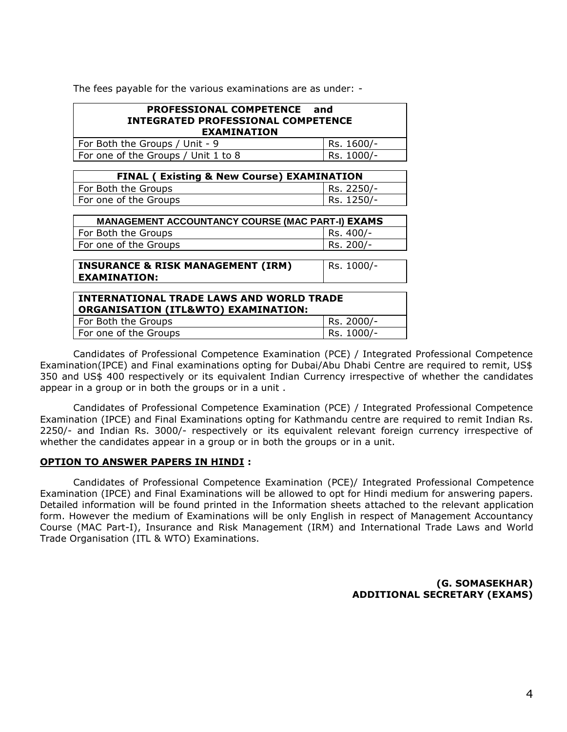The fees payable for the various examinations are as under: -

| **PROFESSIONAL COMPETENCE and INTEGRATED PROFESSIONAL COMPETENCE EXAMINATION** | |
|---|---|
| For Both the Groups / Unit - 9 | Rs. 1600/- |
| For one of the Groups / Unit 1 to 8 | Rs. 1000/- |

| **FINAL ( Existing & New Course) EXAMINATION** | |
|---|---|
| For Both the Groups | Rs. 2250/- |
| For one of the Groups | Rs. 1250/- |

| **MANAGEMENT ACCOUNTANCY COURSE (MAC PART-I) EXAMS** | |
|---|---|
| For Both the Groups | Rs. 400/- |
| For one of the Groups | Rs. 200/- |

| **INSURANCE & RISK MANAGEMENT (IRM) EXAMINATION:** | Rs. 1000/- |
|---|---|

| **INTERNATIONAL TRADE LAWS AND WORLD TRADE ORGANISATION (ITL&WTO) EXAMINATION:** | |
|---|---|
| For Both the Groups | Rs. 2000/- |
| For one of the Groups | Rs. 1000/- |

Candidates of Professional Competence Examination (PCE) / Integrated Professional Competence Examination(IPCE) and Final examinations opting for Dubai/Abu Dhabi Centre are required to remit, US$ 350 and US$ 400 respectively or its equivalent Indian Currency irrespective of whether the candidates appear in a group or in both the groups or in a unit .

Candidates of Professional Competence Examination (PCE) / Integrated Professional Competence Examination (IPCE) and Final Examinations opting for Kathmandu centre are required to remit Indian Rs. 2250/- and Indian Rs. 3000/- respectively or its equivalent relevant foreign currency irrespective of whether the candidates appear in a group or in both the groups or in a unit.

**OPTION TO ANSWER PAPERS IN HINDI :**

Candidates of Professional Competence Examination (PCE)/ Integrated Professional Competence Examination (IPCE) and Final Examinations will be allowed to opt for Hindi medium for answering papers. Detailed information will be found printed in the Information sheets attached to the relevant application form. However the medium of Examinations will be only English in respect of Management Accountancy Course (MAC Part-I), Insurance and Risk Management (IRM) and International Trade Laws and World Trade Organisation (ITL & WTO) Examinations.

**(G. SOMASEKHAR)**
**ADDITIONAL SECRETARY (EXAMS)**